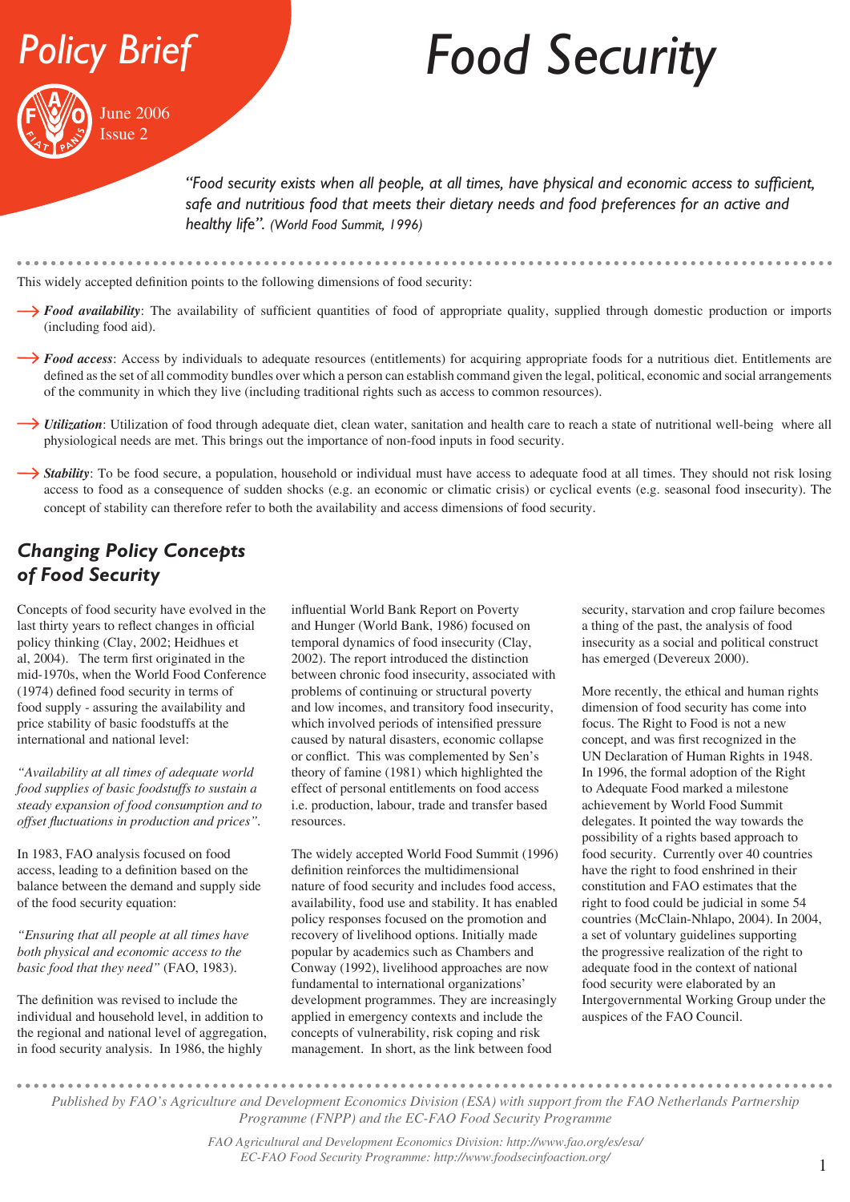Policy Brief

June 2006
Issue 2

# Food Security

*"Food security exists when all people, at all times, have physical and economic access to sufficient, safe and nutritious food that meets their dietary needs and food preferences for an active and healthy life". (World Food Summit, 1996)*

This widely accepted definition points to the following dimensions of food security:

- ***Food availability***: The availability of sufficient quantities of food of appropriate quality, supplied through domestic production or imports (including food aid).
- ***Food access***: Access by individuals to adequate resources (entitlements) for acquiring appropriate foods for a nutritious diet. Entitlements are defined as the set of all commodity bundles over which a person can establish command given the legal, political, economic and social arrangements of the community in which they live (including traditional rights such as access to common resources).
- ***Utilization***: Utilization of food through adequate diet, clean water, sanitation and health care to reach a state of nutritional well-being where all physiological needs are met. This brings out the importance of non-food inputs in food security.
- ***Stability***: To be food secure, a population, household or individual must have access to adequate food at all times. They should not risk losing access to food as a consequence of sudden shocks (e.g. an economic or climatic crisis) or cyclical events (e.g. seasonal food insecurity). The concept of stability can therefore refer to both the availability and access dimensions of food security.

## Changing Policy Concepts of Food Security

Concepts of food security have evolved in the last thirty years to reflect changes in official policy thinking (Clay, 2002; Heidhues et al, 2004). The term first originated in the mid-1970s, when the World Food Conference (1974) defined food security in terms of food supply - assuring the availability and price stability of basic foodstuffs at the international and national level:

*"Availability at all times of adequate world food supplies of basic foodstuffs to sustain a steady expansion of food consumption and to offset fluctuations in production and prices".*

In 1983, FAO analysis focused on food access, leading to a definition based on the balance between the demand and supply side of the food security equation:

*"Ensuring that all people at all times have both physical and economic access to the basic food that they need"* (FAO, 1983).

The definition was revised to include the individual and household level, in addition to the regional and national level of aggregation, in food security analysis. In 1986, the highly influential World Bank Report on Poverty and Hunger (World Bank, 1986) focused on temporal dynamics of food insecurity (Clay, 2002). The report introduced the distinction between chronic food insecurity, associated with problems of continuing or structural poverty and low incomes, and transitory food insecurity, which involved periods of intensified pressure caused by natural disasters, economic collapse or conflict. This was complemented by Sen's theory of famine (1981) which highlighted the effect of personal entitlements on food access i.e. production, labour, trade and transfer based resources.

The widely accepted World Food Summit (1996) definition reinforces the multidimensional nature of food security and includes food access, availability, food use and stability. It has enabled policy responses focused on the promotion and recovery of livelihood options. Initially made popular by academics such as Chambers and Conway (1992), livelihood approaches are now fundamental to international organizations' development programmes. They are increasingly applied in emergency contexts and include the concepts of vulnerability, risk coping and risk management. In short, as the link between food security, starvation and crop failure becomes a thing of the past, the analysis of food insecurity as a social and political construct has emerged (Devereux 2000).

More recently, the ethical and human rights dimension of food security has come into focus. The Right to Food is not a new concept, and was first recognized in the UN Declaration of Human Rights in 1948. In 1996, the formal adoption of the Right to Adequate Food marked a milestone achievement by World Food Summit delegates. It pointed the way towards the possibility of a rights based approach to food security. Currently over 40 countries have the right to food enshrined in their constitution and FAO estimates that the right to food could be judicial in some 54 countries (McClain-Nhlapo, 2004). In 2004, a set of voluntary guidelines supporting the progressive realization of the right to adequate food in the context of national food security were elaborated by an Intergovernmental Working Group under the auspices of the FAO Council.

*Published by FAO's Agriculture and Development Economics Division (ESA) with support from the FAO Netherlands Partnership Programme (FNPP) and the EC-FAO Food Security Programme*

*FAO Agricultural and Development Economics Division: http://www.fao.org/es/esa/*
*EC-FAO Food Security Programme: http://www.foodsecinfoaction.org/*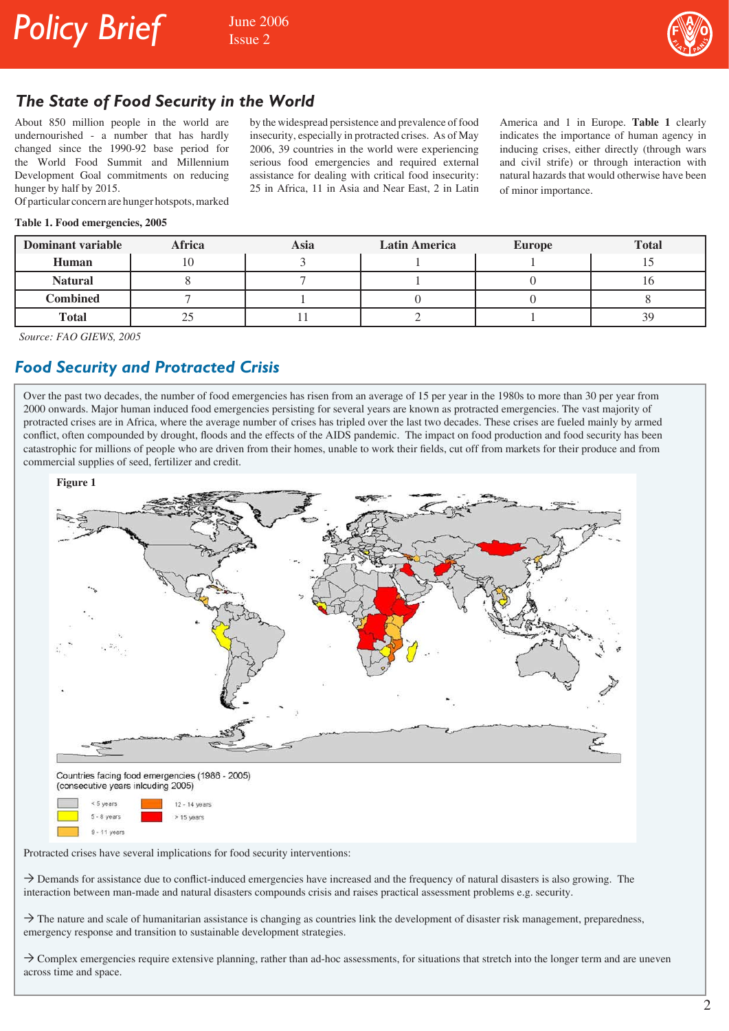## The State of Food Security in the World

About 850 million people in the world are undernourished - a number that has hardly changed since the 1990-92 base period for the World Food Summit and Millennium Development Goal commitments on reducing hunger by half by 2015.

Of particular concern are hunger hotspots, marked by the widespread persistence and prevalence of food insecurity, especially in protracted crises. As of May 2006, 39 countries in the world were experiencing serious food emergencies and required external assistance for dealing with critical food insecurity: 25 in Africa, 11 in Asia and Near East, 2 in Latin America and 1 in Europe. **Table 1** clearly indicates the importance of human agency in inducing crises, either directly (through wars and civil strife) or through interaction with natural hazards that would otherwise have been of minor importance.

**Table 1. Food emergencies, 2005**

| Dominant variable | Africa | Asia | Latin America | Europe | Total |
|---|---|---|---|---|---|
| Human | 10 | 3 | 1 | 1 | 15 |
| Natural | 8 | 7 | 1 | 0 | 16 |
| Combined | 7 | 1 | 0 | 0 | 8 |
| Total | 25 | 11 | 2 | 1 | 39 |

*Source: FAO GIEWS, 2005*

## Food Security and Protracted Crisis

Over the past two decades, the number of food emergencies has risen from an average of 15 per year in the 1980s to more than 30 per year from 2000 onwards. Major human induced food emergencies persisting for several years are known as protracted emergencies. The vast majority of protracted crises are in Africa, where the average number of crises has tripled over the last two decades. These crises are fueled mainly by armed conflict, often compounded by drought, floods and the effects of the AIDS pandemic. The impact on food production and food security has been catastrophic for millions of people who are driven from their homes, unable to work their fields, cut off from markets for their produce and from commercial supplies of seed, fertilizer and credit.

**Figure 1**

Countries facing food emergencies (1986 - 2005) (consecutive years inlcuding 2005)

- < 5 years
- 5 - 8 years
- 9 - 11 years
- 12 - 14 years
- > 15 years

Protracted crises have several implications for food security interventions:

→ Demands for assistance due to conflict-induced emergencies have increased and the frequency of natural disasters is also growing. The interaction between man-made and natural disasters compounds crisis and raises practical assessment problems e.g. security.

→ The nature and scale of humanitarian assistance is changing as countries link the development of disaster risk management, preparedness, emergency response and transition to sustainable development strategies.

→ Complex emergencies require extensive planning, rather than ad-hoc assessments, for situations that stretch into the longer term and are uneven across time and space.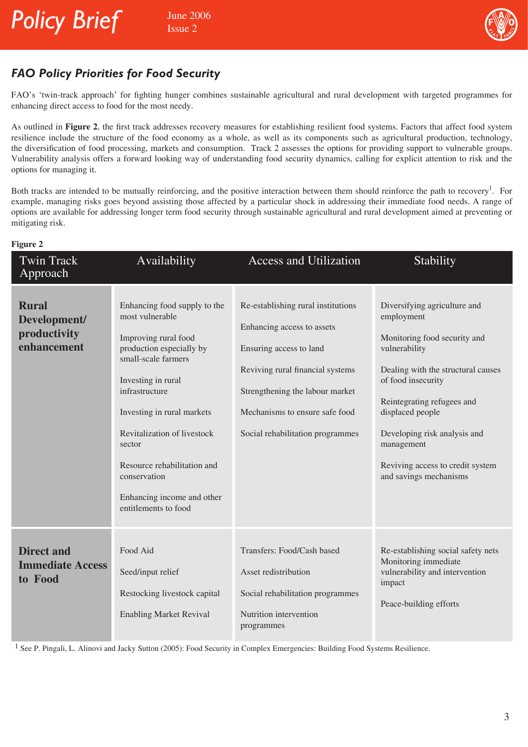## FAO Policy Priorities for Food Security

FAO's 'twin-track approach' for fighting hunger combines sustainable agricultural and rural development with targeted programmes for enhancing direct access to food for the most needy.

As outlined in **Figure 2**, the first track addresses recovery measures for establishing resilient food systems. Factors that affect food system resilience include the structure of the food economy as a whole, as well as its components such as agricultural production, technology, the diversification of food processing, markets and consumption. Track 2 assesses the options for providing support to vulnerable groups. Vulnerability analysis offers a forward looking way of understanding food security dynamics, calling for explicit attention to risk and the options for managing it.

Both tracks are intended to be mutually reinforcing, and the positive interaction between them should reinforce the path to recovery[1]. For example, managing risks goes beyond assisting those affected by a particular shock in addressing their immediate food needs. A range of options are available for addressing longer term food security through sustainable agricultural and rural development aimed at preventing or mitigating risk.

**Figure 2**

| Twin Track Approach | Availability | Access and Utilization | Stability |
|---|---|---|---|
| **Rural Development/ productivity enhancement** | Enhancing food supply to the most vulnerable<br><br>Improving rural food production especially by small-scale farmers<br><br>Investing in rural infrastructure<br><br>Investing in rural markets<br><br>Revitalization of livestock sector<br><br>Resource rehabilitation and conservation<br><br>Enhancing income and other entitlements to food | Re-establishing rural institutions<br><br>Enhancing access to assets<br><br>Ensuring access to land<br><br>Reviving rural financial systems<br><br>Strengthening the labour market<br><br>Mechanisms to ensure safe food<br><br>Social rehabilitation programmes | Diversifying agriculture and employment<br><br>Monitoring food security and vulnerability<br><br>Dealing with the structural causes of food insecurity<br><br>Reintegrating refugees and displaced people<br><br>Developing risk analysis and management<br><br>Reviving access to credit system and savings mechanisms |
| **Direct and Immediate Access to Food** | Food Aid<br><br>Seed/input relief<br><br>Restocking livestock capital<br><br>Enabling Market Revival | Transfers: Food/Cash based<br><br>Asset redistribution<br><br>Social rehabilitation programmes<br><br>Nutrition intervention programmes | Re-establishing social safety nets<br>Monitoring immediate vulnerability and intervention impact<br><br>Peace-building efforts |

[1] See P. Pingali, L. Alinovi and Jacky Sutton (2005): Food Security in Complex Emergencies: Building Food Systems Resilience.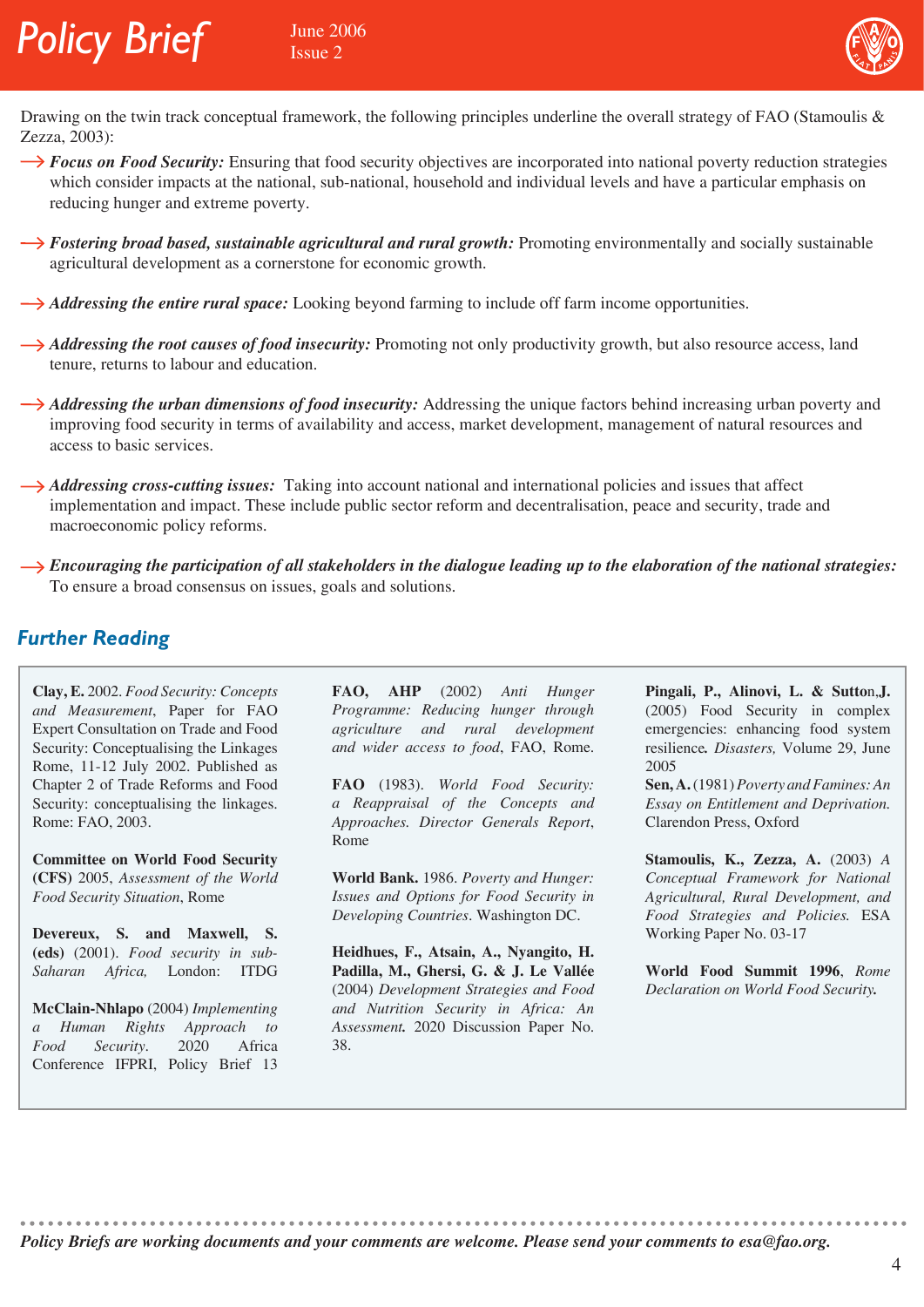Drawing on the twin track conceptual framework, the following principles underline the overall strategy of FAO (Stamoulis & Zezza, 2003):

- ***Focus on Food Security:*** Ensuring that food security objectives are incorporated into national poverty reduction strategies which consider impacts at the national, sub-national, household and individual levels and have a particular emphasis on reducing hunger and extreme poverty.
- ***Fostering broad based, sustainable agricultural and rural growth:*** Promoting environmentally and socially sustainable agricultural development as a cornerstone for economic growth.
- ***Addressing the entire rural space:*** Looking beyond farming to include off farm income opportunities.
- ***Addressing the root causes of food insecurity:*** Promoting not only productivity growth, but also resource access, land tenure, returns to labour and education.
- ***Addressing the urban dimensions of food insecurity:*** Addressing the unique factors behind increasing urban poverty and improving food security in terms of availability and access, market development, management of natural resources and access to basic services.
- ***Addressing cross-cutting issues:*** Taking into account national and international policies and issues that affect implementation and impact. These include public sector reform and decentralisation, peace and security, trade and macroeconomic policy reforms.
- ***Encouraging the participation of all stakeholders in the dialogue leading up to the elaboration of the national strategies:*** To ensure a broad consensus on issues, goals and solutions.

## Further Reading

**Clay, E.** 2002. *Food Security: Concepts and Measurement*, Paper for FAO Expert Consultation on Trade and Food Security: Conceptualising the Linkages Rome, 11-12 July 2002. Published as Chapter 2 of Trade Reforms and Food Security: conceptualising the linkages. Rome: FAO, 2003.

**Committee on World Food Security (CFS)** 2005, *Assessment of the World Food Security Situation*, Rome

**Devereux, S. and Maxwell, S. (eds)** (2001). *Food security in sub-Saharan Africa,* London: ITDG

**McClain-Nhlapo** (2004) *Implementing a Human Rights Approach to Food Security.* 2020 Africa Conference IFPRI, Policy Brief 13

**FAO, AHP** (2002) *Anti Hunger Programme: Reducing hunger through agriculture and rural development and wider access to food*, FAO, Rome.

**FAO** (1983). *World Food Security: a Reappraisal of the Concepts and Approaches. Director Generals Report*, Rome

**World Bank.** 1986. *Poverty and Hunger: Issues and Options for Food Security in Developing Countries*. Washington DC.

**Heidhues, F., Atsain, A., Nyangito, H. Padilla, M., Ghersi, G. & J. Le Vallée** (2004) *Development Strategies and Food and Nutrition Security in Africa: An Assessment.* 2020 Discussion Paper No. 38.

**Pingali, P., Alinovi, L. & Sutton,J.** (2005) Food Security in complex emergencies: enhancing food system resilience*. Disasters,* Volume 29, June 2005

**Sen, A.** (1981) *Poverty and Famines: An Essay on Entitlement and Deprivation.* Clarendon Press, Oxford

**Stamoulis, K., Zezza, A.** (2003) *A Conceptual Framework for National Agricultural, Rural Development, and Food Strategies and Policies.* ESA Working Paper No. 03-17

**World Food Summit 1996**, *Rome Declaration on World Food Security.*

***Policy Briefs are working documents and your comments are welcome. Please send your comments to esa@fao.org.***